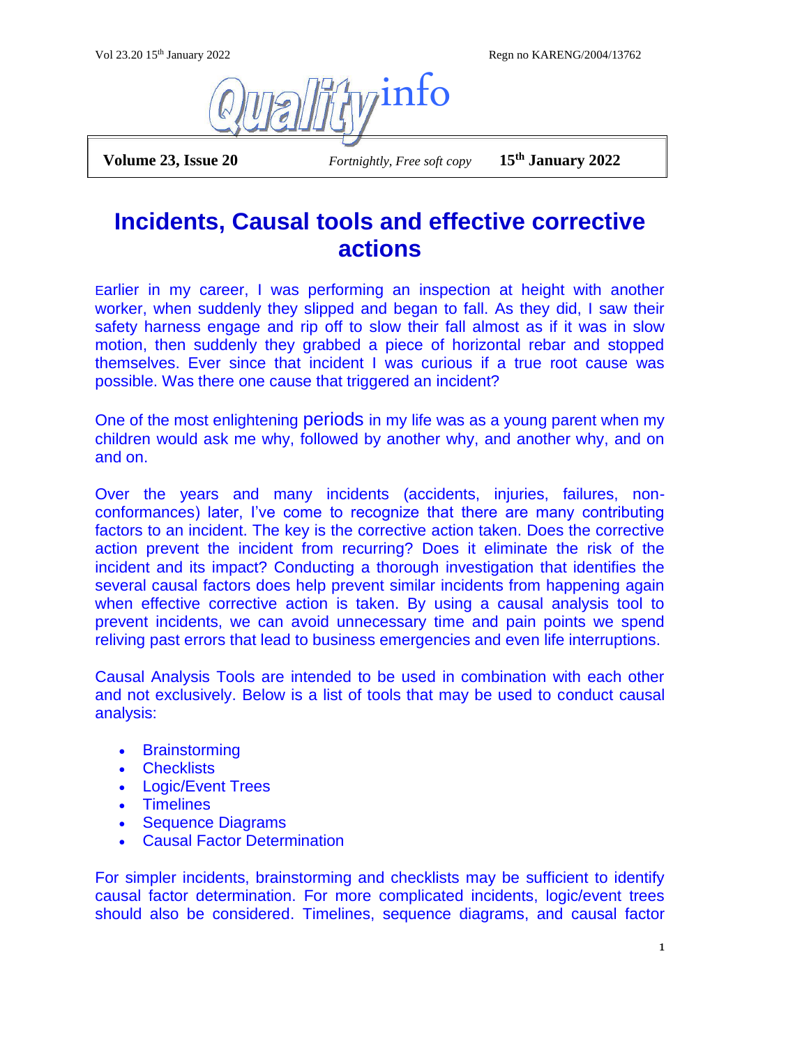# Qualityinfo

**Volume 23, Issue 20** *Fortnightly, Free soft copy* **15th January 2022**

# Incidents, Causal tools and effective corrective actions

Earlier in my career, I was performing an inspection at height with another worker, when suddenly they slipped and began to fall. As they did, I saw their safety harness engage and rip off to slow their fall almost as if it was in slow motion, then suddenly they grabbed a piece of horizontal rebar and stopped themselves. Ever since that incident I was curious if a true root cause was possible. Was there one cause that triggered an incident?

One of the most enlightening periods in my life was as a young parent when my children would ask me why, followed by another why, and another why, and on and on.

Over the years and many incidents (accidents, injuries, failures, non-conformances) later, I've come to recognize that there are many contributing factors to an incident. The key is the corrective action taken. Does the corrective action prevent the incident from recurring? Does it eliminate the risk of the incident and its impact? Conducting a thorough investigation that identifies the several causal factors does help prevent similar incidents from happening again when effective corrective action is taken. By using a causal analysis tool to prevent incidents, we can avoid unnecessary time and pain points we spend reliving past errors that lead to business emergencies and even life interruptions.

Causal Analysis Tools are intended to be used in combination with each other and not exclusively. Below is a list of tools that may be used to conduct causal analysis:

- Brainstorming
- Checklists
- Logic/Event Trees
- Timelines
- Sequence Diagrams
- Causal Factor Determination

For simpler incidents, brainstorming and checklists may be sufficient to identify causal factor determination. For more complicated incidents, logic/event trees should also be considered. Timelines, sequence diagrams, and causal factor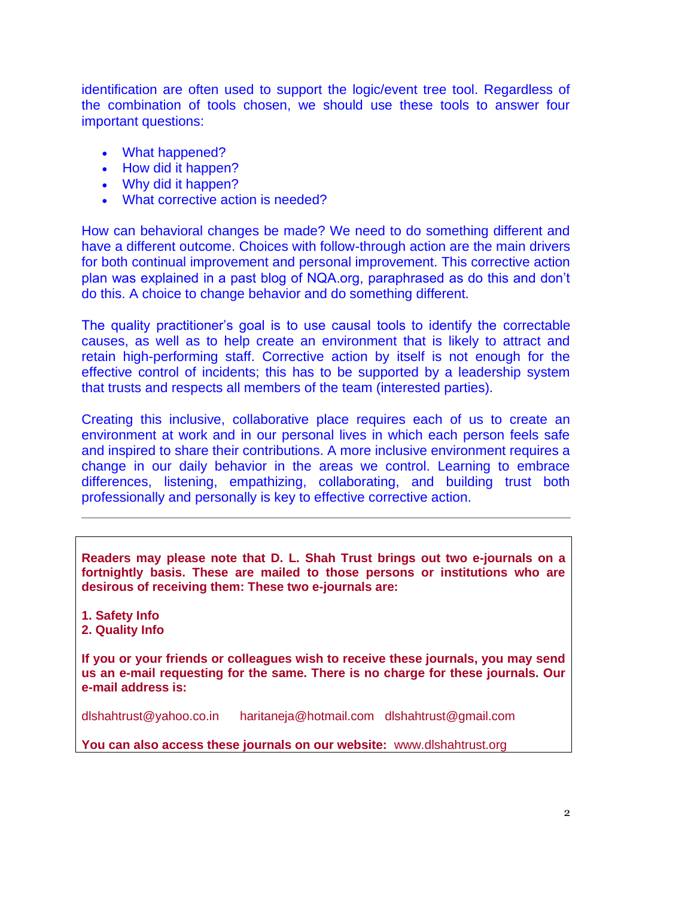identification are often used to support the logic/event tree tool. Regardless of the combination of tools chosen, we should use these tools to answer four important questions:

- What happened?
- How did it happen?
- Why did it happen?
- What corrective action is needed?

How can behavioral changes be made? We need to do something different and have a different outcome. Choices with follow-through action are the main drivers for both continual improvement and personal improvement. This corrective action plan was explained in a past blog of NQA.org, paraphrased as do this and don't do this. A choice to change behavior and do something different.

The quality practitioner's goal is to use causal tools to identify the correctable causes, as well as to help create an environment that is likely to attract and retain high-performing staff. Corrective action by itself is not enough for the effective control of incidents; this has to be supported by a leadership system that trusts and respects all members of the team (interested parties).

Creating this inclusive, collaborative place requires each of us to create an environment at work and in our personal lives in which each person feels safe and inspired to share their contributions. A more inclusive environment requires a change in our daily behavior in the areas we control. Learning to embrace differences, listening, empathizing, collaborating, and building trust both professionally and personally is key to effective corrective action.

---

**Readers may please note that D. L. Shah Trust brings out two e-journals on a fortnightly basis. These are mailed to those persons or institutions who are desirous of receiving them: These two e-journals are:**

**1. Safety Info**
**2. Quality Info**

**If you or your friends or colleagues wish to receive these journals, you may send us an e-mail requesting for the same. There is no charge for these journals. Our e-mail address is:**

dlshahtrust@yahoo.co.in haritaneja@hotmail.com dlshahtrust@gmail.com

**You can also access these journals on our website:** www.dlshahtrust.org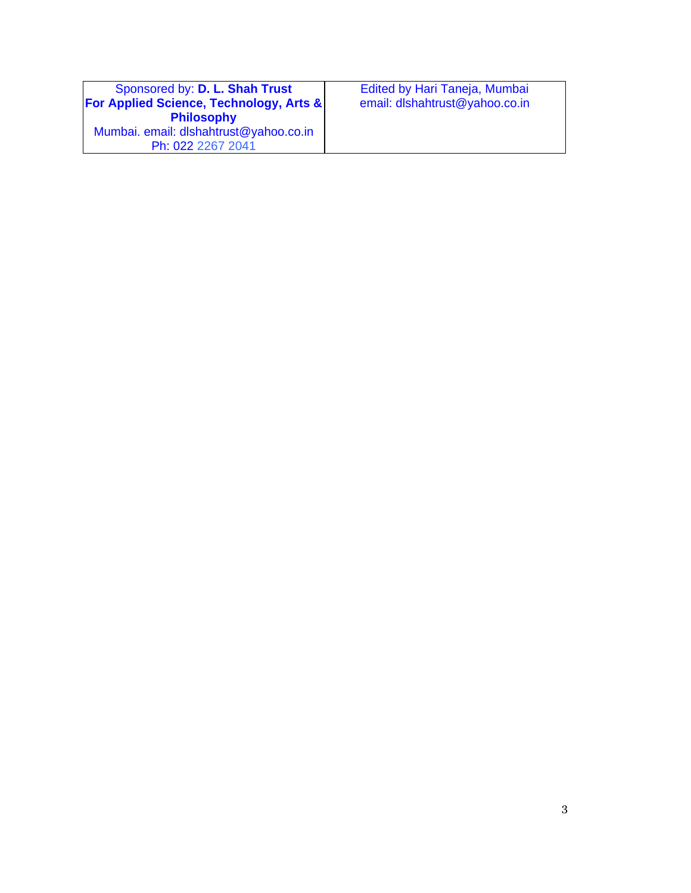| | |
|---|---|
| Sponsored by: **D. L. Shah Trust For Applied Science, Technology, Arts & Philosophy** Mumbai. email: dlshahtrust@yahoo.co.in Ph: 022 2267 2041 | Edited by Hari Taneja, Mumbai email: dlshahtrust@yahoo.co.in |